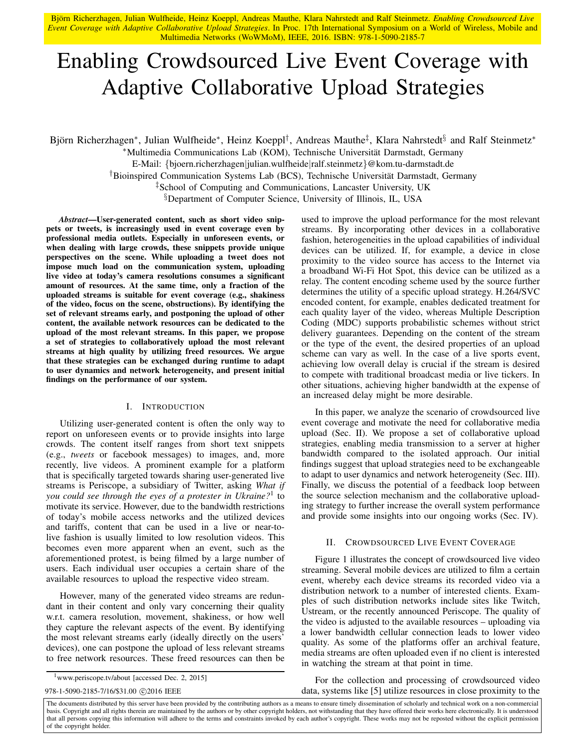Björn Richerzhagen, Julian Wulfheide, Heinz Koeppl, Andreas Mauthe, Klara Nahrstedt and Ralf Steinmetz. *Enabling Crowdsourced Live Event Coverage with Adaptive Collaborative Upload Strategies*. In Proc. 17th International Symposium on a World of Wireless, Mobile and Multimedia Networks (WoWMoM), IEEE, 2016. ISBN: 978-1-5090-2185-7

# Enabling Crowdsourced Live Event Coverage with Adaptive Collaborative Upload Strategies

Björn Richerzhagen*, Julian Wulfheide*, Heinz Koeppl†, Andreas Mauthe‡, Klara Nahrstedt§ and Ralf Steinmetz*

*Multimedia Communications Lab (KOM), Technische Universität Darmstadt, Germany
E-Mail: {bjoern.richerzhagen|julian.wulfheide|ralf.steinmetz}@kom.tu-darmstadt.de

†Bioinspired Communication Systems Lab (BCS), Technische Universität Darmstadt, Germany

‡School of Computing and Communications, Lancaster University, UK

§Department of Computer Science, University of Illinois, IL, USA

***Abstract*—User-generated content, such as short video snippets or tweets, is increasingly used in event coverage even by professional media outlets. Especially in unforeseen events, or when dealing with large crowds, these snippets provide unique perspectives on the scene. While uploading a tweet does not impose much load on the communication system, uploading live video at today's camera resolutions consumes a significant amount of resources. At the same time, only a fraction of the uploaded streams is suitable for event coverage (e.g., shakiness of the video, focus on the scene, obstructions). By identifying the set of relevant streams early, and postponing the upload of other content, the available network resources can be dedicated to the upload of the most relevant streams. In this paper, we propose a set of strategies to collaboratively upload the most relevant streams at high quality by utilizing freed resources. We argue that these strategies can be exchanged during runtime to adapt to user dynamics and network heterogeneity, and present initial findings on the performance of our system.**

## I. Introduction

Utilizing user-generated content is often the only way to report on unforeseen events or to provide insights into large crowds. The content itself ranges from short text snippets (e.g., *tweets* or facebook messages) to images, and, more recently, live videos. A prominent example for a platform that is specifically targeted towards sharing user-generated live streams is Periscope, a subsidiary of Twitter, asking *What if you could see through the eyes of a protester in Ukraine?*[1] to motivate its service. However, due to the bandwidth restrictions of today's mobile access networks and the utilized devices and tariffs, content that can be used in a live or near-to-live fashion is usually limited to low resolution videos. This becomes even more apparent when an event, such as the aforementioned protest, is being filmed by a large number of users. Each individual user occupies a certain share of the available resources to upload the respective video stream.

However, many of the generated video streams are redundant in their content and only vary concerning their quality w.r.t. camera resolution, movement, shakiness, or how well they capture the relevant aspects of the event. By identifying the most relevant streams early (ideally directly on the users' devices), one can postpone the upload of less relevant streams to free network resources. These freed resources can then be used to improve the upload performance for the most relevant streams. By incorporating other devices in a collaborative fashion, heterogeneities in the upload capabilities of individual devices can be utilized. If, for example, a device in close proximity to the video source has access to the Internet via a broadband Wi-Fi Hot Spot, this device can be utilized as a relay. The content encoding scheme used by the source further determines the utility of a specific upload strategy. H.264/SVC encoded content, for example, enables dedicated treatment for each quality layer of the video, whereas Multiple Description Coding (MDC) supports probabilistic schemes without strict delivery guarantees. Depending on the content of the stream or the type of the event, the desired properties of an upload scheme can vary as well. In the case of a live sports event, achieving low overall delay is crucial if the stream is desired to compete with traditional broadcast media or live tickers. In other situations, achieving higher bandwidth at the expense of an increased delay might be more desirable.

In this paper, we analyze the scenario of crowdsourced live event coverage and motivate the need for collaborative media upload (Sec. II). We propose a set of collaborative upload strategies, enabling media transmission to a server at higher bandwidth compared to the isolated approach. Our initial findings suggest that upload strategies need to be exchangeable to adapt to user dynamics and network heterogeneity (Sec. III). Finally, we discuss the potential of a feedback loop between the source selection mechanism and the collaborative uploading strategy to further increase the overall system performance and provide some insights into our ongoing works (Sec. IV).

## II. Crowdsourced Live Event Coverage

Figure 1 illustrates the concept of crowdsourced live video streaming. Several mobile devices are utilized to film a certain event, whereby each device streams its recorded video via a distribution network to a number of interested clients. Examples of such distribution networks include sites like Twitch, Ustream, or the recently announced Periscope. The quality of the video is adjusted to the available resources – uploading via a lower bandwidth cellular connection leads to lower video quality. As some of the platforms offer an archival feature, media streams are often uploaded even if no client is interested in watching the stream at that point in time.

For the collection and processing of crowdsourced video data, systems like [5] utilize resources in close proximity to the

[1] www.periscope.tv/about [accessed Dec. 2, 2015]

978-1-5090-2185-7/16/$31.00 ©2016 IEEE

The documents distributed by this server have been provided by the contributing authors as a means to ensure timely dissemination of scholarly and technical work on a non-commercial basis. Copyright and all rights therein are maintained by the authors or by other copyright holders, not withstanding that they have offered their works here electronically. It is understood that all persons copying this information will adhere to the terms and constraints invoked by each author's copyright. These works may not be reposted without the explicit permission of the copyright holder.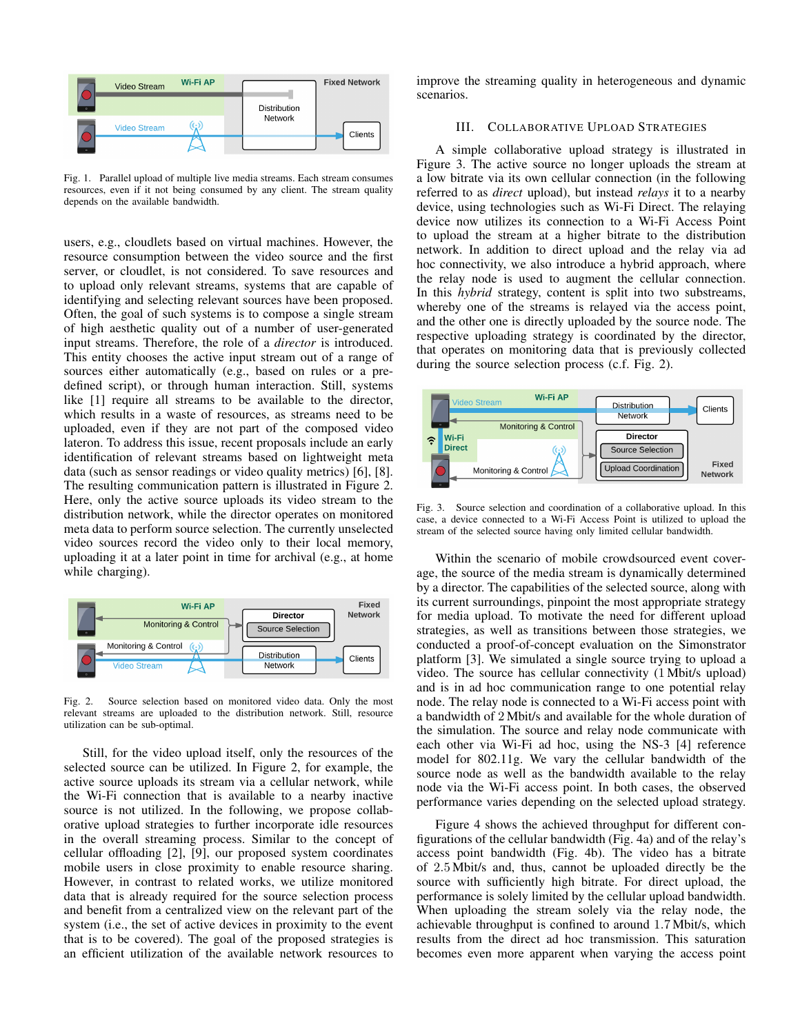Fig. 1. Parallel upload of multiple live media streams. Each stream consumes resources, even if it not being consumed by any client. The stream quality depends on the available bandwidth.

users, e.g., cloudlets based on virtual machines. However, the resource consumption between the video source and the first server, or cloudlet, is not considered. To save resources and to upload only relevant streams, systems that are capable of identifying and selecting relevant sources have been proposed. Often, the goal of such systems is to compose a single stream of high aesthetic quality out of a number of user-generated input streams. Therefore, the role of a *director* is introduced. This entity chooses the active input stream out of a range of sources either automatically (e.g., based on rules or a pre-defined script), or through human interaction. Still, systems like [1] require all streams to be available to the director, which results in a waste of resources, as streams need to be uploaded, even if they are not part of the composed video lateron. To address this issue, recent proposals include an early identification of relevant streams based on lightweight meta data (such as sensor readings or video quality metrics) [6], [8]. The resulting communication pattern is illustrated in Figure 2. Here, only the active source uploads its video stream to the distribution network, while the director operates on monitored meta data to perform source selection. The currently unselected video sources record the video only to their local memory, uploading it at a later point in time for archival (e.g., at home while charging).

Fig. 2. Source selection based on monitored video data. Only the most relevant streams are uploaded to the distribution network. Still, resource utilization can be sub-optimal.

Still, for the video upload itself, only the resources of the selected source can be utilized. In Figure 2, for example, the active source uploads its stream via a cellular network, while the Wi-Fi connection that is available to a nearby inactive source is not utilized. In the following, we propose collaborative upload strategies to further incorporate idle resources in the overall streaming process. Similar to the concept of cellular offloading [2], [9], our proposed system coordinates mobile users in close proximity to enable resource sharing. However, in contrast to related works, we utilize monitored data that is already required for the source selection process and benefit from a centralized view on the relevant part of the system (i.e., the set of active devices in proximity to the event that is to be covered). The goal of the proposed strategies is an efficient utilization of the available network resources to improve the streaming quality in heterogeneous and dynamic scenarios.

## III. Collaborative Upload Strategies

A simple collaborative upload strategy is illustrated in Figure 3. The active source no longer uploads the stream at a low bitrate via its own cellular connection (in the following referred to as *direct* upload), but instead *relays* it to a nearby device, using technologies such as Wi-Fi Direct. The relaying device now utilizes its connection to a Wi-Fi Access Point to upload the stream at a higher bitrate to the distribution network. In addition to direct upload and the relay via ad hoc connectivity, we also introduce a hybrid approach, where the relay node is used to augment the cellular connection. In this *hybrid* strategy, content is split into two substreams, whereby one of the streams is relayed via the access point, and the other one is directly uploaded by the source node. The respective uploading strategy is coordinated by the director, that operates on monitoring data that is previously collected during the source selection process (c.f. Fig. 2).

Fig. 3. Source selection and coordination of a collaborative upload. In this case, a device connected to a Wi-Fi Access Point is utilized to upload the stream of the selected source having only limited cellular bandwidth.

Within the scenario of mobile crowdsourced event coverage, the source of the media stream is dynamically determined by a director. The capabilities of the selected source, along with its current surroundings, pinpoint the most appropriate strategy for media upload. To motivate the need for different upload strategies, as well as transitions between those strategies, we conducted a proof-of-concept evaluation on the Simonstrator platform [3]. We simulated a single source trying to upload a video. The source has cellular connectivity (1 Mbit/s upload) and is in ad hoc communication range to one potential relay node. The relay node is connected to a Wi-Fi access point with a bandwidth of 2 Mbit/s and available for the whole duration of the simulation. The source and relay node communicate with each other via Wi-Fi ad hoc, using the NS-3 [4] reference model for 802.11g. We vary the cellular bandwidth of the source node as well as the bandwidth available to the relay node via the Wi-Fi access point. In both cases, the observed performance varies depending on the selected upload strategy.

Figure 4 shows the achieved throughput for different configurations of the cellular bandwidth (Fig. 4a) and of the relay's access point bandwidth (Fig. 4b). The video has a bitrate of 2.5 Mbit/s and, thus, cannot be uploaded directly be the source with sufficiently high bitrate. For direct upload, the performance is solely limited by the cellular upload bandwidth. When uploading the stream solely via the relay node, the achievable throughput is confined to around 1.7 Mbit/s, which results from the direct ad hoc transmission. This saturation becomes even more apparent when varying the access point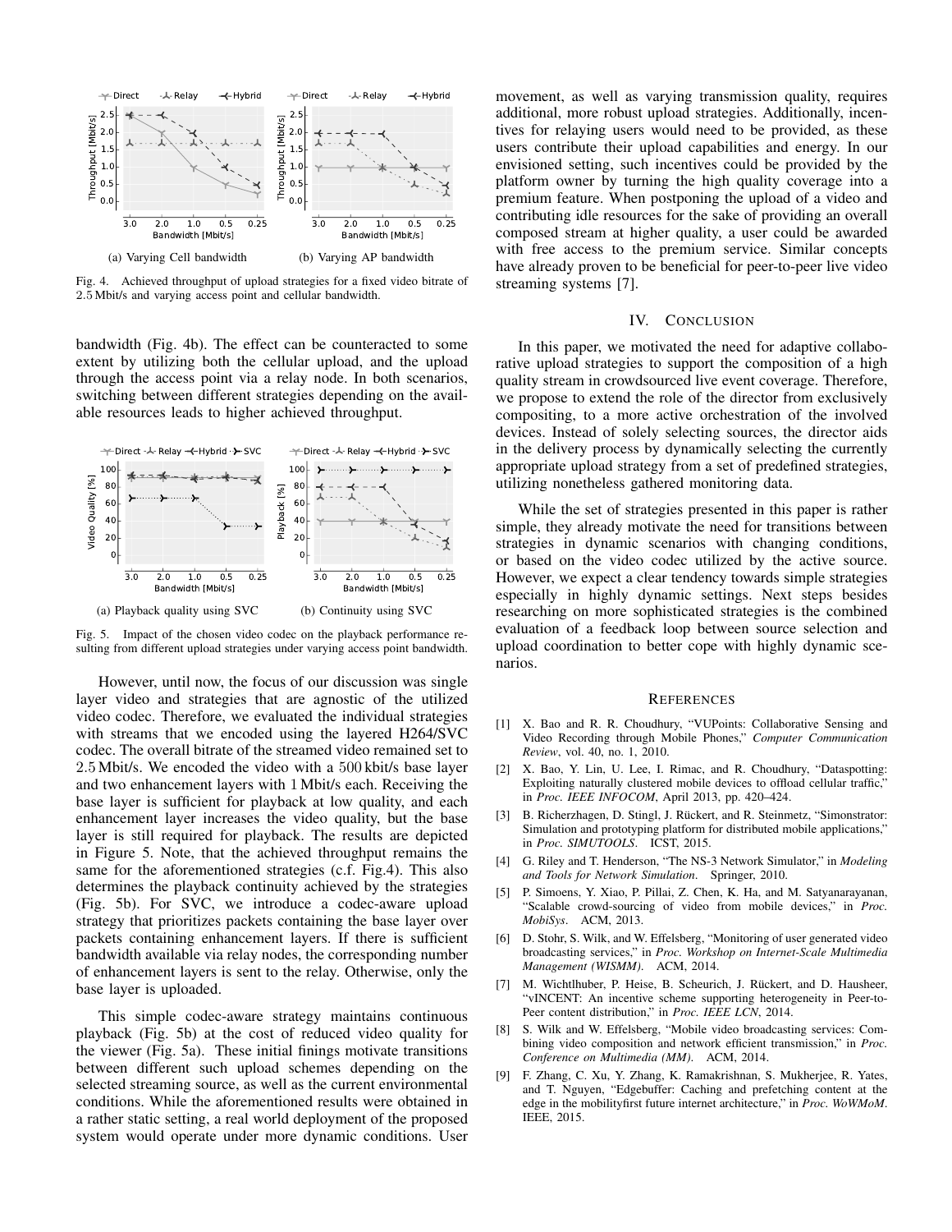Direct · Relay · Hybrid

Throughput [Mbit/s]

2.5
2.0
1.5
1.0
0.5
0.0

3.0 2.0 1.0 0.5 0.25

Bandwidth [Mbit/s]

(a) Varying Cell bandwidth

Direct · Relay · Hybrid

Throughput [Mbit/s]

2.5
2.0
1.5
1.0
0.5
0.0

3.0 2.0 1.0 0.5 0.25

Bandwidth [Mbit/s]

(b) Varying AP bandwidth

Fig. 4. Achieved throughput of upload strategies for a fixed video bitrate of 2.5 Mbit/s and varying access point and cellular bandwidth.

bandwidth (Fig. 4b). The effect can be counteracted to some extent by utilizing both the cellular upload, and the upload through the access point via a relay node. In both scenarios, switching between different strategies depending on the available resources leads to higher achieved throughput.

Direct · Relay · Hybrid · SVC

Video Quality [%]

100
80
60
40
20
0

3.0 2.0 1.0 0.5 0.25

Bandwidth [Mbit/s]

(a) Playback quality using SVC

Direct · Relay · Hybrid · SVC

Playback [%]

100
80
60
40
20
0

3.0 2.0 1.0 0.5 0.25

Bandwidth [Mbit/s]

(b) Continuity using SVC

Fig. 5. Impact of the chosen video codec on the playback performance resulting from different upload strategies under varying access point bandwidth.

However, until now, the focus of our discussion was single layer video and strategies that are agnostic of the utilized video codec. Therefore, we evaluated the individual strategies with streams that we encoded using the layered H264/SVC codec. The overall bitrate of the streamed video remained set to 2.5 Mbit/s. We encoded the video with a 500 kbit/s base layer and two enhancement layers with 1 Mbit/s each. Receiving the base layer is sufficient for playback at low quality, and each enhancement layer increases the video quality, but the base layer is still required for playback. The results are depicted in Figure 5. Note, that the achieved throughput remains the same for the aforementioned strategies (c.f. Fig.4). This also determines the playback continuity achieved by the strategies (Fig. 5b). For SVC, we introduce a codec-aware upload strategy that prioritizes packets containing the base layer over packets containing enhancement layers. If there is sufficient bandwidth available via relay nodes, the corresponding number of enhancement layers is sent to the relay. Otherwise, only the base layer is uploaded.

This simple codec-aware strategy maintains continuous playback (Fig. 5b) at the cost of reduced video quality for the viewer (Fig. 5a). These initial finings motivate transitions between different such upload schemes depending on the selected streaming source, as well as the current environmental conditions. While the aforementioned results were obtained in a rather static setting, a real world deployment of the proposed system would operate under more dynamic conditions. User movement, as well as varying transmission quality, requires additional, more robust upload strategies. Additionally, incentives for relaying users would need to be provided, as these users contribute their upload capabilities and energy. In our envisioned setting, such incentives could be provided by the platform owner by turning the high quality coverage into a premium feature. When postponing the upload of a video and contributing idle resources for the sake of providing an overall composed stream at higher quality, a user could be awarded with free access to the premium service. Similar concepts have already proven to be beneficial for peer-to-peer live video streaming systems [7].

## IV. Conclusion

In this paper, we motivated the need for adaptive collaborative upload strategies to support the composition of a high quality stream in crowdsourced live event coverage. Therefore, we propose to extend the role of the director from exclusively compositing, to a more active orchestration of the involved devices. Instead of solely selecting sources, the director aids in the delivery process by dynamically selecting the currently appropriate upload strategy from a set of predefined strategies, utilizing nonetheless gathered monitoring data.

While the set of strategies presented in this paper is rather simple, they already motivate the need for transitions between strategies in dynamic scenarios with changing conditions, or based on the video codec utilized by the active source. However, we expect a clear tendency towards simple strategies especially in highly dynamic settings. Next steps besides researching on more sophisticated strategies is the combined evaluation of a feedback loop between source selection and upload coordination to better cope with highly dynamic scenarios.

## References

[1] X. Bao and R. R. Choudhury, "VUPoints: Collaborative Sensing and Video Recording through Mobile Phones," *Computer Communication Review*, vol. 40, no. 1, 2010.

[2] X. Bao, Y. Lin, U. Lee, I. Rimac, and R. Choudhury, "Dataspotting: Exploiting naturally clustered mobile devices to offload cellular traffic," in *Proc. IEEE INFOCOM*, April 2013, pp. 420–424.

[3] B. Richerzhagen, D. Stingl, J. Rückert, and R. Steinmetz, "Simonstrator: Simulation and prototyping platform for distributed mobile applications," in *Proc. SIMUTOOLS*. ICST, 2015.

[4] G. Riley and T. Henderson, "The NS-3 Network Simulator," in *Modeling and Tools for Network Simulation*. Springer, 2010.

[5] P. Simoens, Y. Xiao, P. Pillai, Z. Chen, K. Ha, and M. Satyanarayanan, "Scalable crowd-sourcing of video from mobile devices," in *Proc. MobiSys*. ACM, 2013.

[6] D. Stohr, S. Wilk, and W. Effelsberg, "Monitoring of user generated video broadcasting services," in *Proc. Workshop on Internet-Scale Multimedia Management (WISMM)*. ACM, 2014.

[7] M. Wichtlhuber, P. Heise, B. Scheurich, J. Rückert, and D. Hausheer, "vINCENT: An incentive scheme supporting heterogeneity in Peer-to-Peer content distribution," in *Proc. IEEE LCN*, 2014.

[8] S. Wilk and W. Effelsberg, "Mobile video broadcasting services: Combining video composition and network efficient transmission," in *Proc. Conference on Multimedia (MM)*. ACM, 2014.

[9] F. Zhang, C. Xu, Y. Zhang, K. Ramakrishnan, S. Mukherjee, R. Yates, and T. Nguyen, "Edgebuffer: Caching and prefetching content at the edge in the mobilityfirst future internet architecture," in *Proc. WoWMoM*. IEEE, 2015.